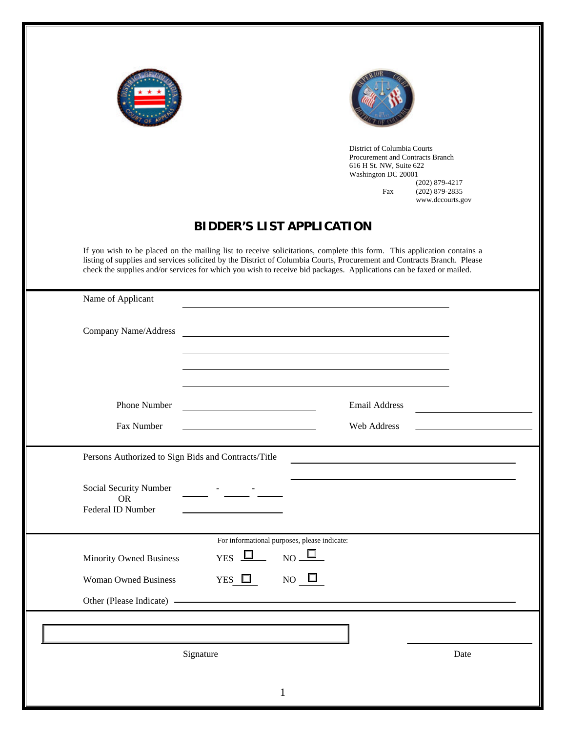District of Columbia Courts
Procurement and Contracts Branch
616 H St. NW, Suite 622
Washington DC 20001
(202) 879-4217
Fax (202) 879-2835
www.dccourts.gov

# BIDDER'S LIST APPLICATION

If you wish to be placed on the mailing list to receive solicitations, complete this form. This application contains a listing of supplies and services solicited by the District of Columbia Courts, Procurement and Contracts Branch. Please check the supplies and/or services for which you wish to receive bid packages. Applications can be faxed or mailed.

Name of Applicant ______________________________

Company Name/Address ______________________________

______________________________

______________________________

______________________________

Phone Number ______________ Email Address ______________

Fax Number ______________ Web Address ______________

Persons Authorized to Sign Bids and Contracts/Title ______________________________

______________________________

Social Security Number ____ - ____ - ____
OR
Federal ID Number ______________

For informational purposes, please indicate:

Minority Owned Business YES ☐ NO ☐

Woman Owned Business YES ☐ NO ☐

Other (Please Indicate) ______________________________

______________________________ ______________

Signature Date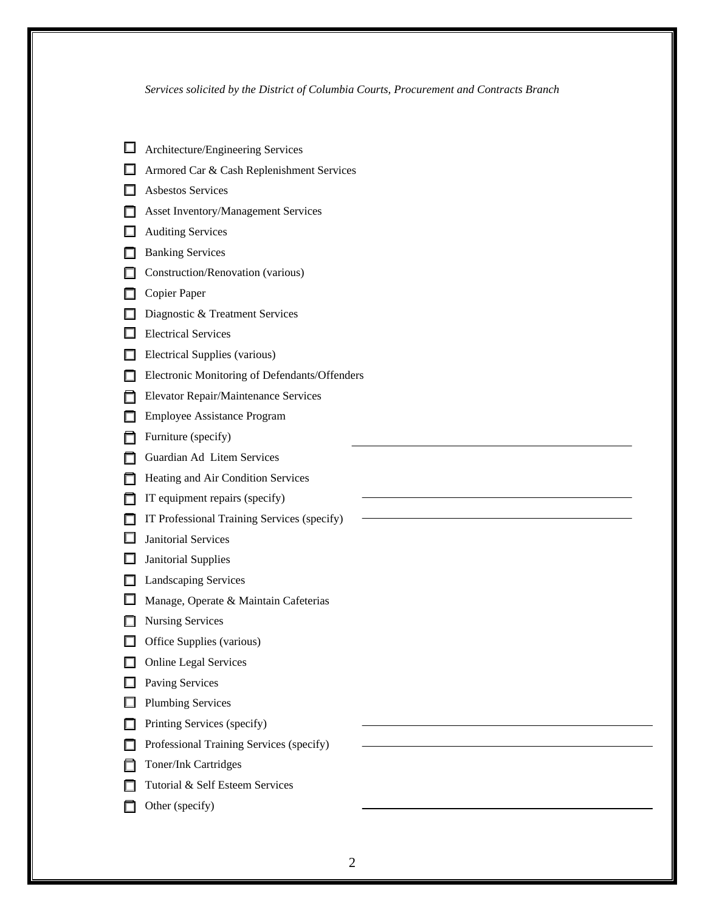*Services solicited by the District of Columbia Courts, Procurement and Contracts Branch*

- [ ] Architecture/Engineering Services
- [ ] Armored Car & Cash Replenishment Services
- [ ] Asbestos Services
- [ ] Asset Inventory/Management Services
- [ ] Auditing Services
- [ ] Banking Services
- [ ] Construction/Renovation (various)
- [ ] Copier Paper
- [ ] Diagnostic & Treatment Services
- [ ] Electrical Services
- [ ] Electrical Supplies (various)
- [ ] Electronic Monitoring of Defendants/Offenders
- [ ] Elevator Repair/Maintenance Services
- [ ] Employee Assistance Program
- [ ] Furniture (specify) ____________________
- [ ] Guardian Ad Litem Services
- [ ] Heating and Air Condition Services
- [ ] IT equipment repairs (specify) ____________________
- [ ] IT Professional Training Services (specify) ____________________
- [ ] Janitorial Services
- [ ] Janitorial Supplies
- [ ] Landscaping Services
- [ ] Manage, Operate & Maintain Cafeterias
- [ ] Nursing Services
- [ ] Office Supplies (various)
- [ ] Online Legal Services
- [ ] Paving Services
- [ ] Plumbing Services
- [ ] Printing Services (specify) ____________________
- [ ] Professional Training Services (specify) ____________________
- [ ] Toner/Ink Cartridges
- [ ] Tutorial & Self Esteem Services
- [ ] Other (specify) ____________________